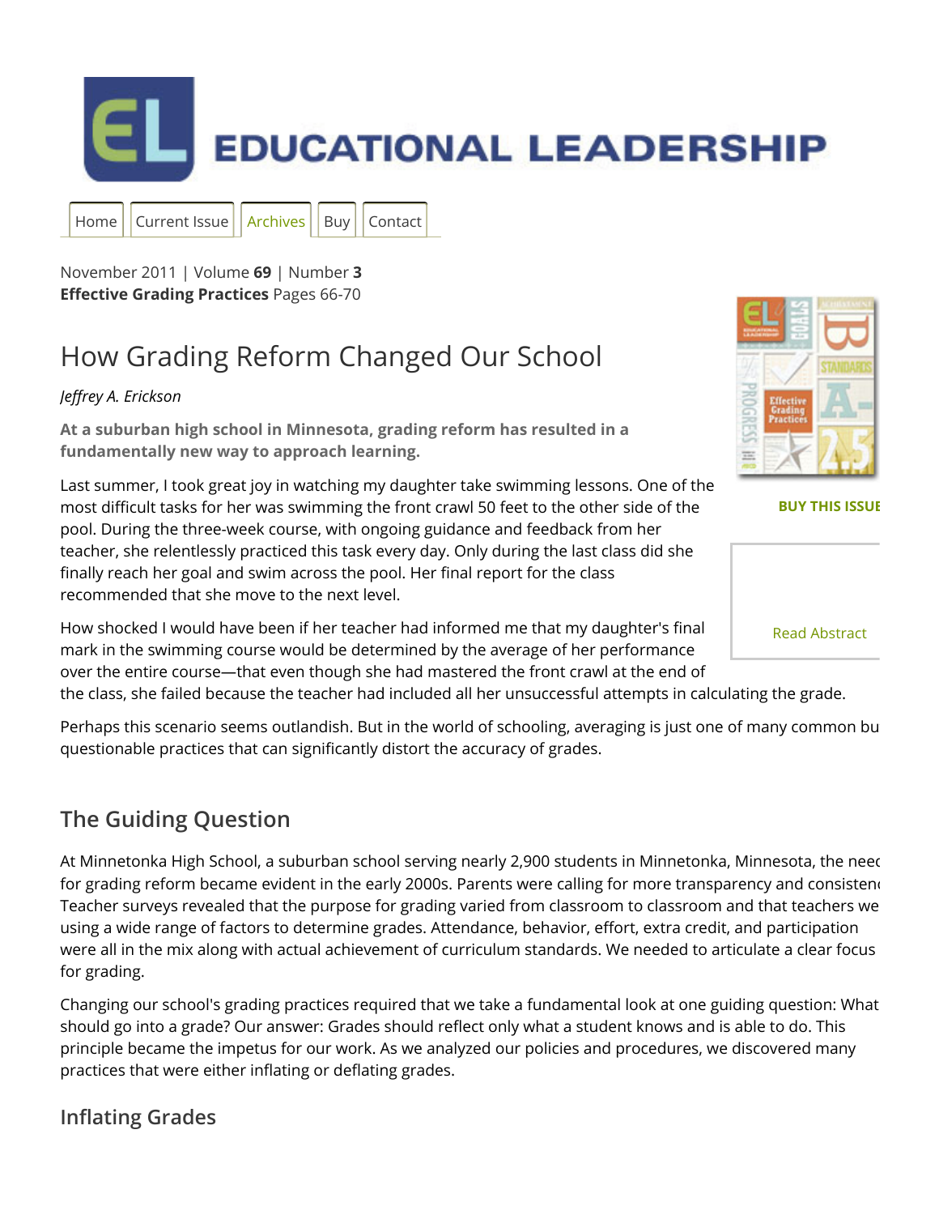# EDUCATIONAL LEADERSHIP

Home | Current Issue | Archives | Buy | Contact

November 2011 | Volume **69** | Number **3**
**Effective Grading Practices** Pages 66-70

BUY THIS ISSUE

Read Abstract

# How Grading Reform Changed Our School

*Jeffrey A. Erickson*

**At a suburban high school in Minnesota, grading reform has resulted in a fundamentally new way to approach learning.**

Last summer, I took great joy in watching my daughter take swimming lessons. One of the most difficult tasks for her was swimming the front crawl 50 feet to the other side of the pool. During the three-week course, with ongoing guidance and feedback from her teacher, she relentlessly practiced this task every day. Only during the last class did she finally reach her goal and swim across the pool. Her final report for the class recommended that she move to the next level.

How shocked I would have been if her teacher had informed me that my daughter's final mark in the swimming course would be determined by the average of her performance over the entire course—that even though she had mastered the front crawl at the end of the class, she failed because the teacher had included all her unsuccessful attempts in calculating the grade.

Perhaps this scenario seems outlandish. But in the world of schooling, averaging is just one of many common bu questionable practices that can significantly distort the accuracy of grades.

## The Guiding Question

At Minnetonka High School, a suburban school serving nearly 2,900 students in Minnetonka, Minnesota, the need for grading reform became evident in the early 2000s. Parents were calling for more transparency and consisten Teacher surveys revealed that the purpose for grading varied from classroom to classroom and that teachers we using a wide range of factors to determine grades. Attendance, behavior, effort, extra credit, and participation were all in the mix along with actual achievement of curriculum standards. We needed to articulate a clear focus for grading.

Changing our school's grading practices required that we take a fundamental look at one guiding question: What should go into a grade? Our answer: Grades should reflect only what a student knows and is able to do. This principle became the impetus for our work. As we analyzed our policies and procedures, we discovered many practices that were either inflating or deflating grades.

## Inflating Grades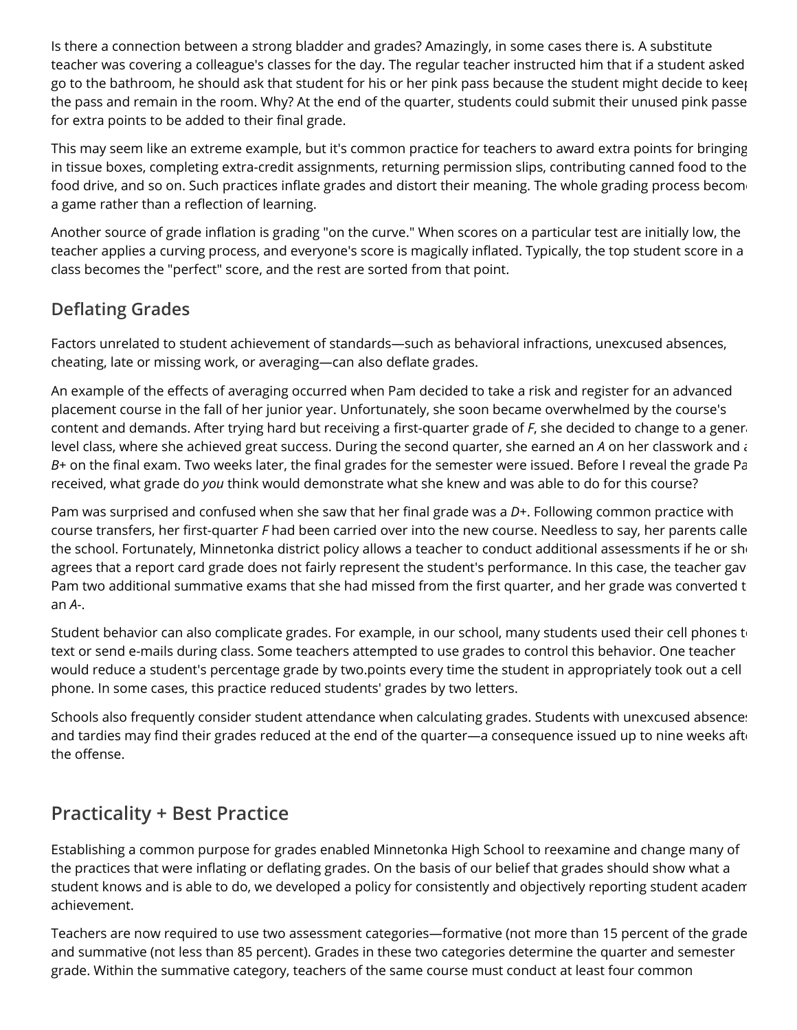Is there a connection between a strong bladder and grades? Amazingly, in some cases there is. A substitute teacher was covering a colleague's classes for the day. The regular teacher instructed him that if a student asked go to the bathroom, he should ask that student for his or her pink pass because the student might decide to keep the pass and remain in the room. Why? At the end of the quarter, students could submit their unused pink passes for extra points to be added to their final grade.

This may seem like an extreme example, but it's common practice for teachers to award extra points for bringing in tissue boxes, completing extra-credit assignments, returning permission slips, contributing canned food to the food drive, and so on. Such practices inflate grades and distort their meaning. The whole grading process becomes a game rather than a reflection of learning.

Another source of grade inflation is grading "on the curve." When scores on a particular test are initially low, the teacher applies a curving process, and everyone's score is magically inflated. Typically, the top student score in a class becomes the "perfect" score, and the rest are sorted from that point.

## Deflating Grades

Factors unrelated to student achievement of standards—such as behavioral infractions, unexcused absences, cheating, late or missing work, or averaging—can also deflate grades.

An example of the effects of averaging occurred when Pam decided to take a risk and register for an advanced placement course in the fall of her junior year. Unfortunately, she soon became overwhelmed by the course's content and demands. After trying hard but receiving a first-quarter grade of *F*, she decided to change to a general level class, where she achieved great success. During the second quarter, she earned an *A* on her classwork and a *B*+ on the final exam. Two weeks later, the final grades for the semester were issued. Before I reveal the grade Pam received, what grade do *you* think would demonstrate what she knew and was able to do for this course?

Pam was surprised and confused when she saw that her final grade was a *D*+. Following common practice with course transfers, her first-quarter *F* had been carried over into the new course. Needless to say, her parents called the school. Fortunately, Minnetonka district policy allows a teacher to conduct additional assessments if he or she agrees that a report card grade does not fairly represent the student's performance. In this case, the teacher gave Pam two additional summative exams that she had missed from the first quarter, and her grade was converted to an *A*-.

Student behavior can also complicate grades. For example, in our school, many students used their cell phones to text or send e-mails during class. Some teachers attempted to use grades to control this behavior. One teacher would reduce a student's percentage grade by two.points every time the student in appropriately took out a cell phone. In some cases, this practice reduced students' grades by two letters.

Schools also frequently consider student attendance when calculating grades. Students with unexcused absences and tardies may find their grades reduced at the end of the quarter—a consequence issued up to nine weeks after the offense.

## Practicality + Best Practice

Establishing a common purpose for grades enabled Minnetonka High School to reexamine and change many of the practices that were inflating or deflating grades. On the basis of our belief that grades should show what a student knows and is able to do, we developed a policy for consistently and objectively reporting student academic achievement.

Teachers are now required to use two assessment categories—formative (not more than 15 percent of the grade) and summative (not less than 85 percent). Grades in these two categories determine the quarter and semester grade. Within the summative category, teachers of the same course must conduct at least four common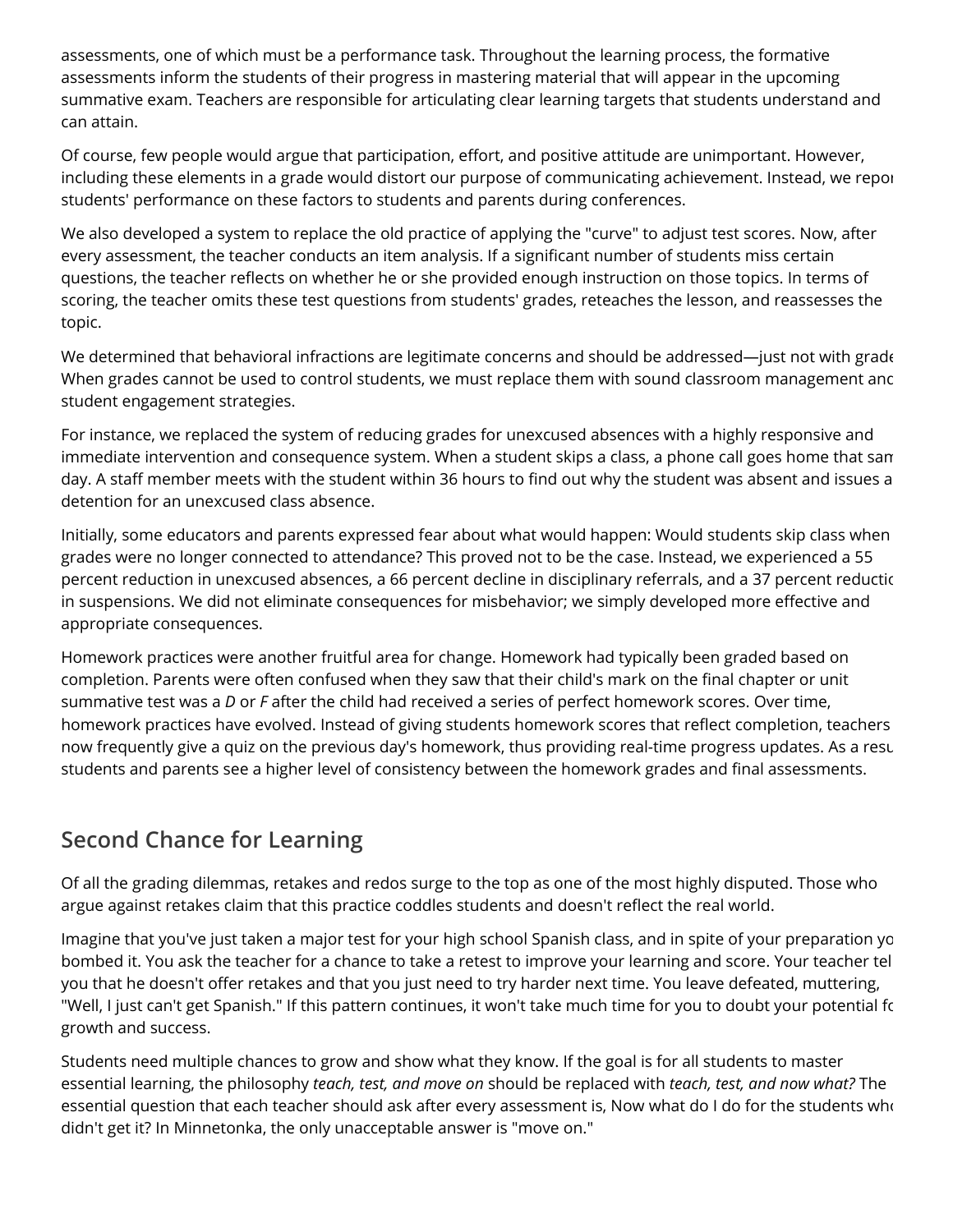assessments, one of which must be a performance task. Throughout the learning process, the formative assessments inform the students of their progress in mastering material that will appear in the upcoming summative exam. Teachers are responsible for articulating clear learning targets that students understand and can attain.

Of course, few people would argue that participation, effort, and positive attitude are unimportant. However, including these elements in a grade would distort our purpose of communicating achievement. Instead, we report students' performance on these factors to students and parents during conferences.

We also developed a system to replace the old practice of applying the "curve" to adjust test scores. Now, after every assessment, the teacher conducts an item analysis. If a significant number of students miss certain questions, the teacher reflects on whether he or she provided enough instruction on those topics. In terms of scoring, the teacher omits these test questions from students' grades, reteaches the lesson, and reassesses the topic.

We determined that behavioral infractions are legitimate concerns and should be addressed—just not with grades. When grades cannot be used to control students, we must replace them with sound classroom management and student engagement strategies.

For instance, we replaced the system of reducing grades for unexcused absences with a highly responsive and immediate intervention and consequence system. When a student skips a class, a phone call goes home that same day. A staff member meets with the student within 36 hours to find out why the student was absent and issues a detention for an unexcused class absence.

Initially, some educators and parents expressed fear about what would happen: Would students skip class when grades were no longer connected to attendance? This proved not to be the case. Instead, we experienced a 55 percent reduction in unexcused absences, a 66 percent decline in disciplinary referrals, and a 37 percent reduction in suspensions. We did not eliminate consequences for misbehavior; we simply developed more effective and appropriate consequences.

Homework practices were another fruitful area for change. Homework had typically been graded based on completion. Parents were often confused when they saw that their child's mark on the final chapter or unit summative test was a *D* or *F* after the child had received a series of perfect homework scores. Over time, homework practices have evolved. Instead of giving students homework scores that reflect completion, teachers now frequently give a quiz on the previous day's homework, thus providing real-time progress updates. As a result, students and parents see a higher level of consistency between the homework grades and final assessments.

## Second Chance for Learning

Of all the grading dilemmas, retakes and redos surge to the top as one of the most highly disputed. Those who argue against retakes claim that this practice coddles students and doesn't reflect the real world.

Imagine that you've just taken a major test for your high school Spanish class, and in spite of your preparation you bombed it. You ask the teacher for a chance to take a retest to improve your learning and score. Your teacher tells you that he doesn't offer retakes and that you just need to try harder next time. You leave defeated, muttering, "Well, I just can't get Spanish." If this pattern continues, it won't take much time for you to doubt your potential for growth and success.

Students need multiple chances to grow and show what they know. If the goal is for all students to master essential learning, the philosophy *teach, test, and move on* should be replaced with *teach, test, and now what?* The essential question that each teacher should ask after every assessment is, Now what do I do for the students who didn't get it? In Minnetonka, the only unacceptable answer is "move on."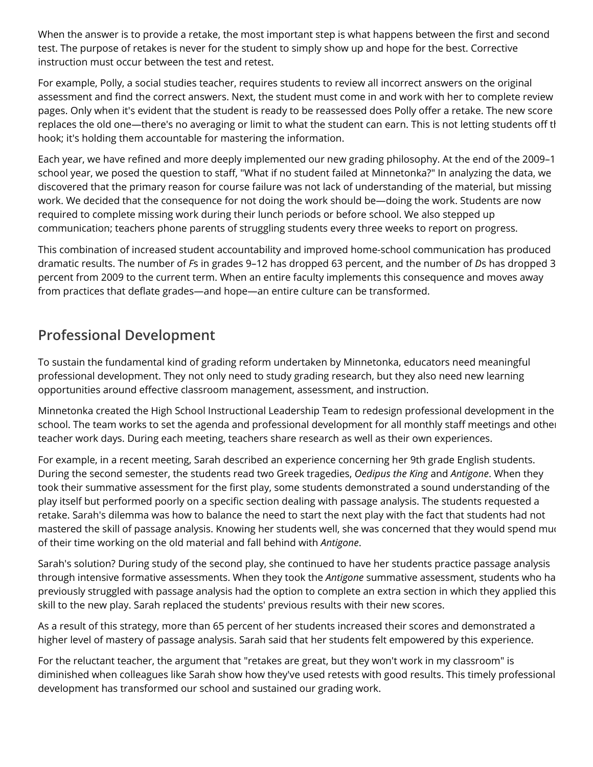When the answer is to provide a retake, the most important step is what happens between the first and second test. The purpose of retakes is never for the student to simply show up and hope for the best. Corrective instruction must occur between the test and retest.

For example, Polly, a social studies teacher, requires students to review all incorrect answers on the original assessment and find the correct answers. Next, the student must come in and work with her to complete review pages. Only when it's evident that the student is ready to be reassessed does Polly offer a retake. The new score replaces the old one—there's no averaging or limit to what the student can earn. This is not letting students off th hook; it's holding them accountable for mastering the information.

Each year, we have refined and more deeply implemented our new grading philosophy. At the end of the 2009–1 school year, we posed the question to staff, "What if no student failed at Minnetonka?" In analyzing the data, we discovered that the primary reason for course failure was not lack of understanding of the material, but missing work. We decided that the consequence for not doing the work should be—doing the work. Students are now required to complete missing work during their lunch periods or before school. We also stepped up communication; teachers phone parents of struggling students every three weeks to report on progress.

This combination of increased student accountability and improved home-school communication has produced dramatic results. The number of *F*s in grades 9–12 has dropped 63 percent, and the number of *D*s has dropped 3 percent from 2009 to the current term. When an entire faculty implements this consequence and moves away from practices that deflate grades—and hope—an entire culture can be transformed.

## Professional Development

To sustain the fundamental kind of grading reform undertaken by Minnetonka, educators need meaningful professional development. They not only need to study grading research, but they also need new learning opportunities around effective classroom management, assessment, and instruction.

Minnetonka created the High School Instructional Leadership Team to redesign professional development in the school. The team works to set the agenda and professional development for all monthly staff meetings and other teacher work days. During each meeting, teachers share research as well as their own experiences.

For example, in a recent meeting, Sarah described an experience concerning her 9th grade English students. During the second semester, the students read two Greek tragedies, *Oedipus the King* and *Antigone*. When they took their summative assessment for the first play, some students demonstrated a sound understanding of the play itself but performed poorly on a specific section dealing with passage analysis. The students requested a retake. Sarah's dilemma was how to balance the need to start the next play with the fact that students had not mastered the skill of passage analysis. Knowing her students well, she was concerned that they would spend muc of their time working on the old material and fall behind with *Antigone*.

Sarah's solution? During study of the second play, she continued to have her students practice passage analysis through intensive formative assessments. When they took the *Antigone* summative assessment, students who ha previously struggled with passage analysis had the option to complete an extra section in which they applied this skill to the new play. Sarah replaced the students' previous results with their new scores.

As a result of this strategy, more than 65 percent of her students increased their scores and demonstrated a higher level of mastery of passage analysis. Sarah said that her students felt empowered by this experience.

For the reluctant teacher, the argument that "retakes are great, but they won't work in my classroom" is diminished when colleagues like Sarah show how they've used retests with good results. This timely professional development has transformed our school and sustained our grading work.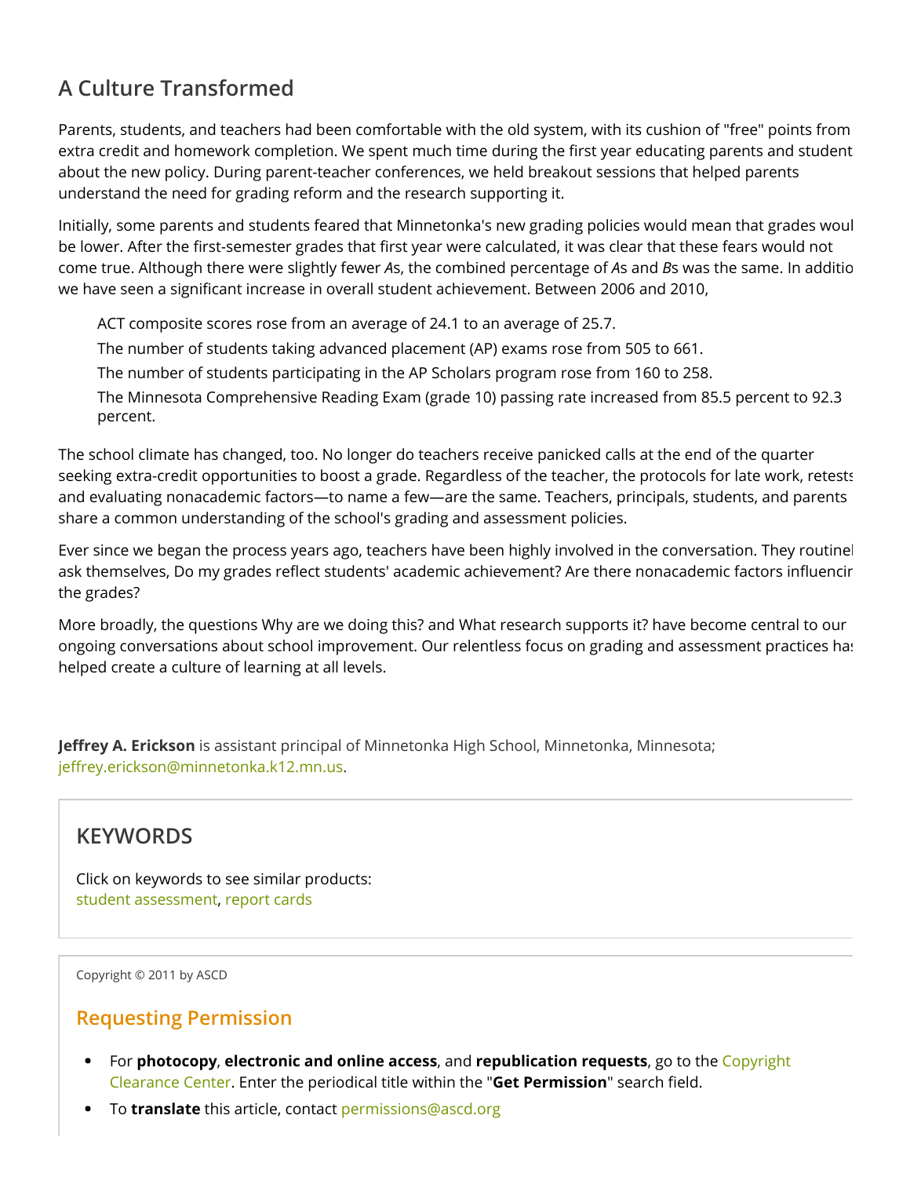## A Culture Transformed

Parents, students, and teachers had been comfortable with the old system, with its cushion of "free" points from extra credit and homework completion. We spent much time during the first year educating parents and student about the new policy. During parent-teacher conferences, we held breakout sessions that helped parents understand the need for grading reform and the research supporting it.

Initially, some parents and students feared that Minnetonka's new grading policies would mean that grades woul be lower. After the first-semester grades that first year were calculated, it was clear that these fears would not come true. Although there were slightly fewer *A*s, the combined percentage of *A*s and *B*s was the same. In additio we have seen a significant increase in overall student achievement. Between 2006 and 2010,

- ACT composite scores rose from an average of 24.1 to an average of 25.7.
- The number of students taking advanced placement (AP) exams rose from 505 to 661.
- The number of students participating in the AP Scholars program rose from 160 to 258.
- The Minnesota Comprehensive Reading Exam (grade 10) passing rate increased from 85.5 percent to 92.3 percent.

The school climate has changed, too. No longer do teachers receive panicked calls at the end of the quarter seeking extra-credit opportunities to boost a grade. Regardless of the teacher, the protocols for late work, retests and evaluating nonacademic factors—to name a few—are the same. Teachers, principals, students, and parents share a common understanding of the school's grading and assessment policies.

Ever since we began the process years ago, teachers have been highly involved in the conversation. They routinel ask themselves, Do my grades reflect students' academic achievement? Are there nonacademic factors influencir the grades?

More broadly, the questions Why are we doing this? and What research supports it? have become central to our ongoing conversations about school improvement. Our relentless focus on grading and assessment practices ha: helped create a culture of learning at all levels.

**Jeffrey A. Erickson** is assistant principal of Minnetonka High School, Minnetonka, Minnesota; jeffrey.erickson@minnetonka.k12.mn.us.

## KEYWORDS

Click on keywords to see similar products:
student assessment, report cards

Copyright © 2011 by ASCD

## Requesting Permission

- For **photocopy**, **electronic and online access**, and **republication requests**, go to the Copyright Clearance Center. Enter the periodical title within the "**Get Permission**" search field.
- To **translate** this article, contact permissions@ascd.org